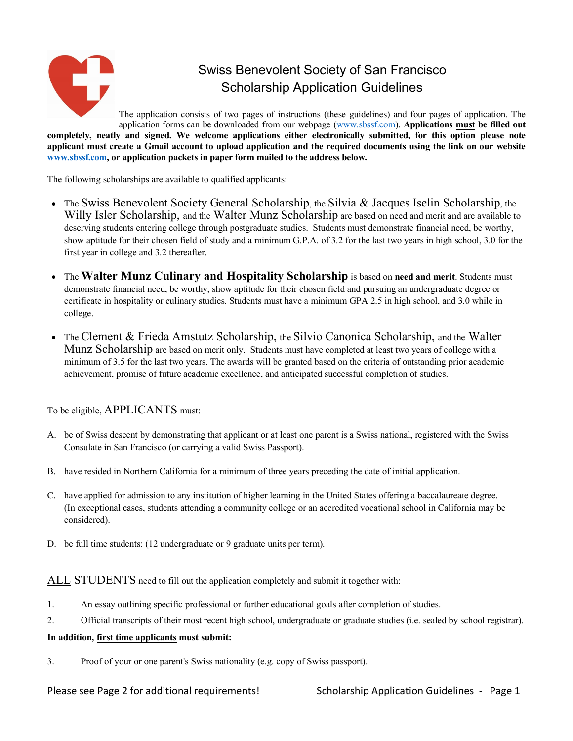# Swiss Benevolent Society of San Francisco
## Scholarship Application Guidelines

The application consists of two pages of instructions (these guidelines) and four pages of application. The application forms can be downloaded from our webpage (www.sbssf.com). **Applications <u>must</u> be filled out completely, neatly and signed. We welcome applications either electronically submitted, for this option please note applicant must create a Gmail account to upload application and the required documents using the link on our website www.sbssf.com, or application packets in paper form <u>mailed to the address below.</u>**

The following scholarships are available to qualified applicants:

- The Swiss Benevolent Society General Scholarship, the Silvia & Jacques Iselin Scholarship, the Willy Isler Scholarship, and the Walter Munz Scholarship are based on need and merit and are available to deserving students entering college through postgraduate studies. Students must demonstrate financial need, be worthy, show aptitude for their chosen field of study and a minimum G.P.A. of 3.2 for the last two years in high school, 3.0 for the first year in college and 3.2 thereafter.
- The **Walter Munz Culinary and Hospitality Scholarship** is based on **need and merit**. Students must demonstrate financial need, be worthy, show aptitude for their chosen field and pursuing an undergraduate degree or certificate in hospitality or culinary studies. Students must have a minimum GPA 2.5 in high school, and 3.0 while in college.
- The Clement & Frieda Amstutz Scholarship, the Silvio Canonica Scholarship, and the Walter Munz Scholarship are based on merit only. Students must have completed at least two years of college with a minimum of 3.5 for the last two years. The awards will be granted based on the criteria of outstanding prior academic achievement, promise of future academic excellence, and anticipated successful completion of studies.

To be eligible, APPLICANTS must:

A. be of Swiss descent by demonstrating that applicant or at least one parent is a Swiss national, registered with the Swiss Consulate in San Francisco (or carrying a valid Swiss Passport).

B. have resided in Northern California for a minimum of three years preceding the date of initial application.

C. have applied for admission to any institution of higher learning in the United States offering a baccalaureate degree. (In exceptional cases, students attending a community college or an accredited vocational school in California may be considered).

D. be full time students: (12 undergraduate or 9 graduate units per term).

<u>ALL</u> STUDENTS need to fill out the application <u>completely</u> and submit it together with:

1. An essay outlining specific professional or further educational goals after completion of studies.
2. Official transcripts of their most recent high school, undergraduate or graduate studies (i.e. sealed by school registrar).

**In addition, <u>first time applicants</u> must submit:**

3. Proof of your or one parent's Swiss nationality (e.g. copy of Swiss passport).

Please see Page 2 for additional requirements!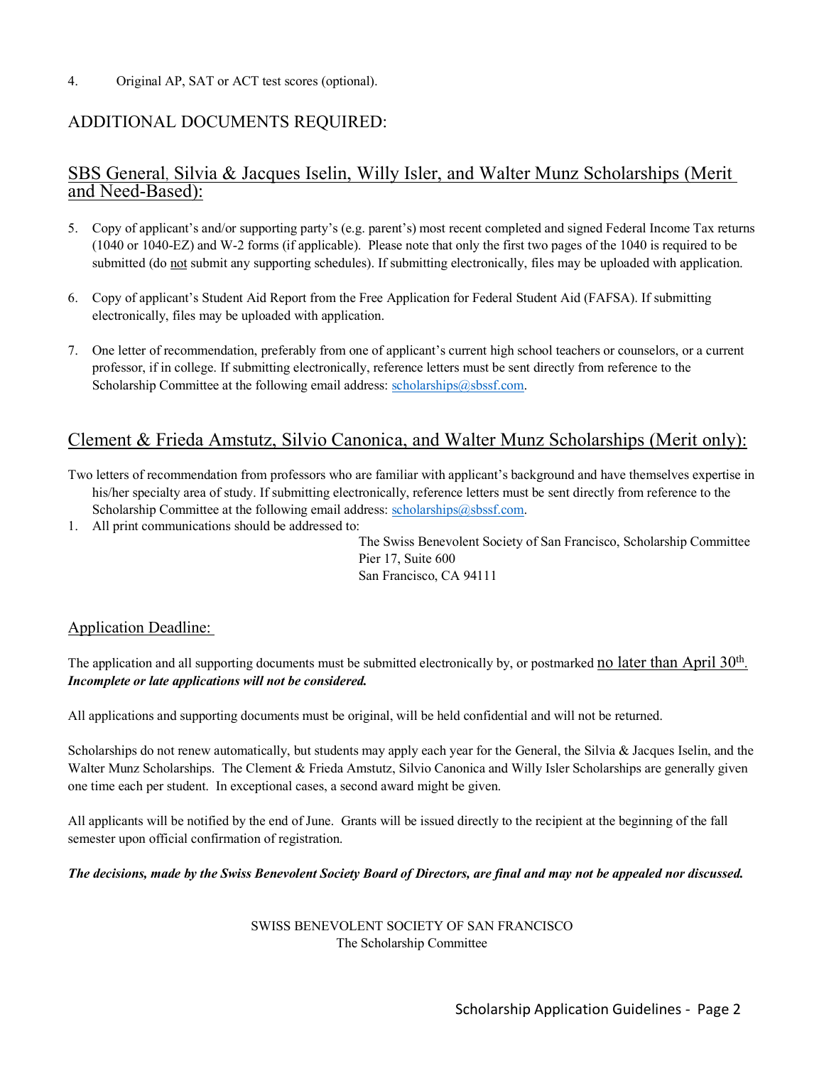4. Original AP, SAT or ACT test scores (optional).

## ADDITIONAL DOCUMENTS REQUIRED:

### SBS General, Silvia & Jacques Iselin, Willy Isler, and Walter Munz Scholarships (Merit and Need-Based):

5. Copy of applicant's and/or supporting party's (e.g. parent's) most recent completed and signed Federal Income Tax returns (1040 or 1040-EZ) and W-2 forms (if applicable). Please note that only the first two pages of the 1040 is required to be submitted (do not submit any supporting schedules). If submitting electronically, files may be uploaded with application.

6. Copy of applicant's Student Aid Report from the Free Application for Federal Student Aid (FAFSA). If submitting electronically, files may be uploaded with application.

7. One letter of recommendation, preferably from one of applicant's current high school teachers or counselors, or a current professor, if in college. If submitting electronically, reference letters must be sent directly from reference to the Scholarship Committee at the following email address: scholarships@sbssf.com.

### Clement & Frieda Amstutz, Silvio Canonica, and Walter Munz Scholarships (Merit only):

Two letters of recommendation from professors who are familiar with applicant's background and have themselves expertise in his/her specialty area of study. If submitting electronically, reference letters must be sent directly from reference to the Scholarship Committee at the following email address: scholarships@sbssf.com.

1. All print communications should be addressed to:

The Swiss Benevolent Society of San Francisco, Scholarship Committee
Pier 17, Suite 600
San Francisco, CA 94111

### Application Deadline:

The application and all supporting documents must be submitted electronically by, or postmarked no later than April 30th. ***Incomplete or late applications will not be considered.***

All applications and supporting documents must be original, will be held confidential and will not be returned.

Scholarships do not renew automatically, but students may apply each year for the General, the Silvia & Jacques Iselin, and the Walter Munz Scholarships. The Clement & Frieda Amstutz, Silvio Canonica and Willy Isler Scholarships are generally given one time each per student. In exceptional cases, a second award might be given.

All applicants will be notified by the end of June. Grants will be issued directly to the recipient at the beginning of the fall semester upon official confirmation of registration.

***The decisions, made by the Swiss Benevolent Society Board of Directors, are final and may not be appealed nor discussed.***

SWISS BENEVOLENT SOCIETY OF SAN FRANCISCO
The Scholarship Committee